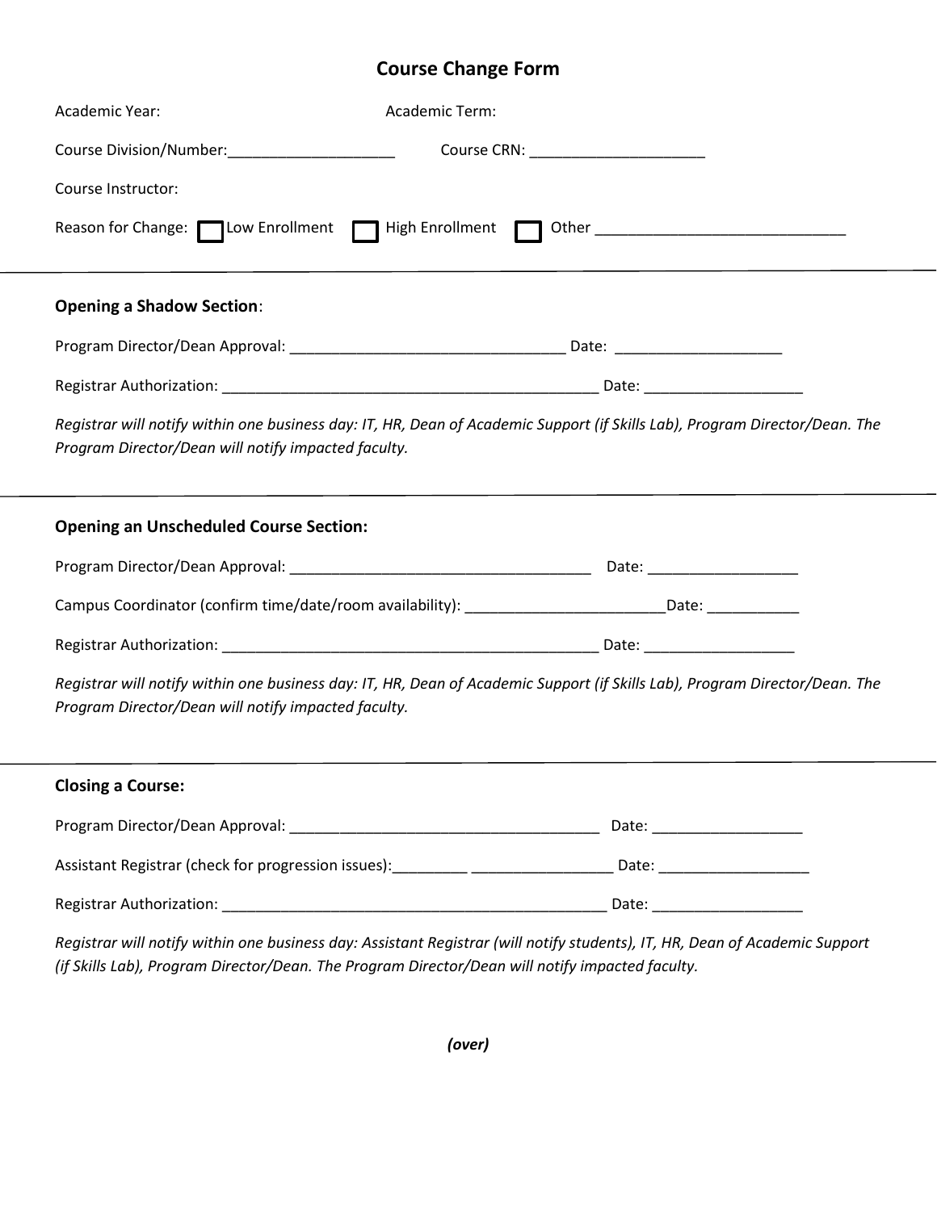# Course Change Form

Academic Year: Academic Term:

Course Division/Number:____________________ Course CRN: _____________________

Course Instructor:

Reason for Change: ☐ Low Enrollment ☐ High Enrollment ☐ Other ______________________________

---

**Opening a Shadow Section**:

Program Director/Dean Approval: _________________________________ Date: ____________________

Registrar Authorization: _____________________________________________ Date: ___________________

*Registrar will notify within one business day: IT, HR, Dean of Academic Support (if Skills Lab), Program Director/Dean. The Program Director/Dean will notify impacted faculty.*

---

**Opening an Unscheduled Course Section:**

Program Director/Dean Approval: ____________________________________ Date: __________________

Campus Coordinator (confirm time/date/room availability): ________________________Date: ___________

Registrar Authorization: _____________________________________________ Date: __________________

*Registrar will notify within one business day: IT, HR, Dean of Academic Support (if Skills Lab), Program Director/Dean. The Program Director/Dean will notify impacted faculty.*

---

**Closing a Course:**

Program Director/Dean Approval: _____________________________________ Date: __________________

Assistant Registrar (check for progression issues):_________ ________________ Date: __________________

Registrar Authorization: ______________________________________________ Date: __________________

*Registrar will notify within one business day: Assistant Registrar (will notify students), IT, HR, Dean of Academic Support (if Skills Lab), Program Director/Dean. The Program Director/Dean will notify impacted faculty.*

***(over)***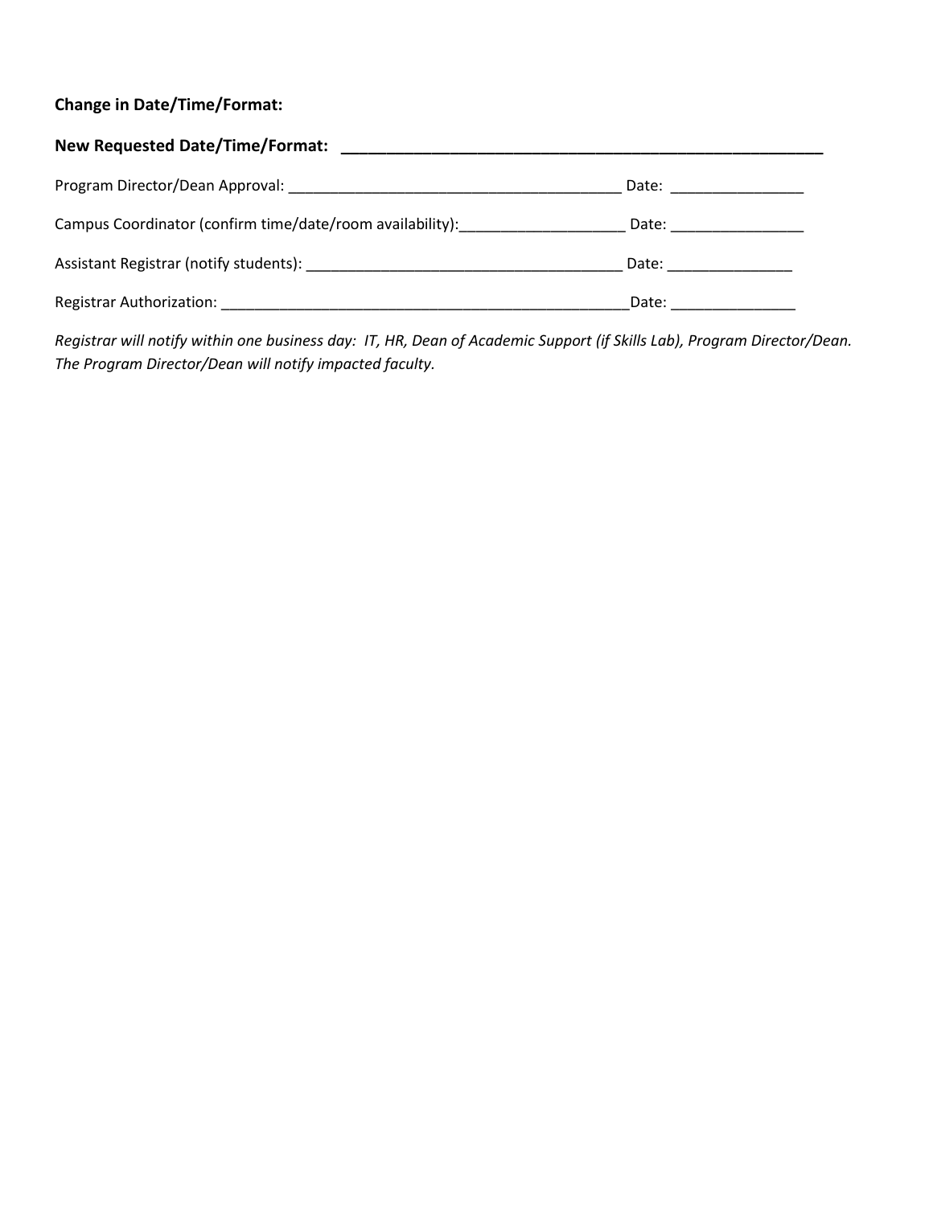**Change in Date/Time/Format:**

**New Requested Date/Time/Format: ________________________________________________________**

Program Director/Dean Approval: _______________________________________ Date: _______________

Campus Coordinator (confirm time/date/room availability):___________________ Date: _______________

Assistant Registrar (notify students): _____________________________________ Date: ______________

Registrar Authorization: ________________________________________________Date: ______________

*Registrar will notify within one business day: IT, HR, Dean of Academic Support (if Skills Lab), Program Director/Dean. The Program Director/Dean will notify impacted faculty.*